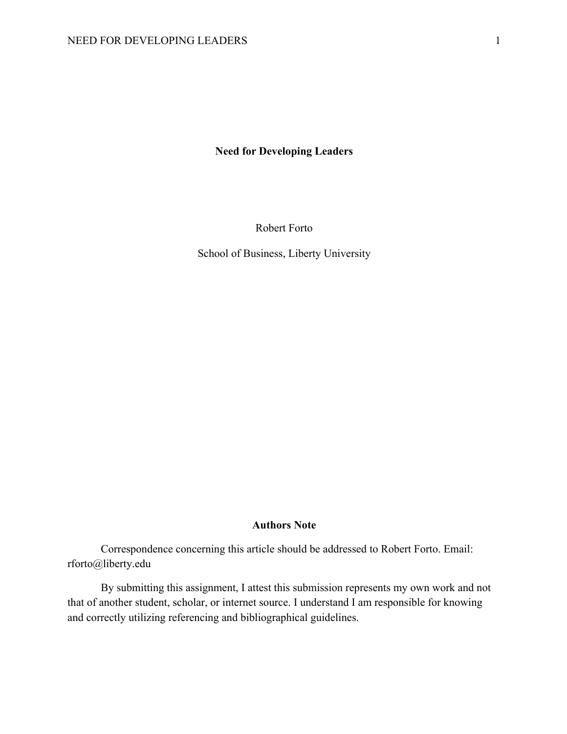# Need for Developing Leaders

Robert Forto

School of Business, Liberty University

## Authors Note

Correspondence concerning this article should be addressed to Robert Forto. Email: rforto@liberty.edu

By submitting this assignment, I attest this submission represents my own work and not that of another student, scholar, or internet source. I understand I am responsible for knowing and correctly utilizing referencing and bibliographical guidelines.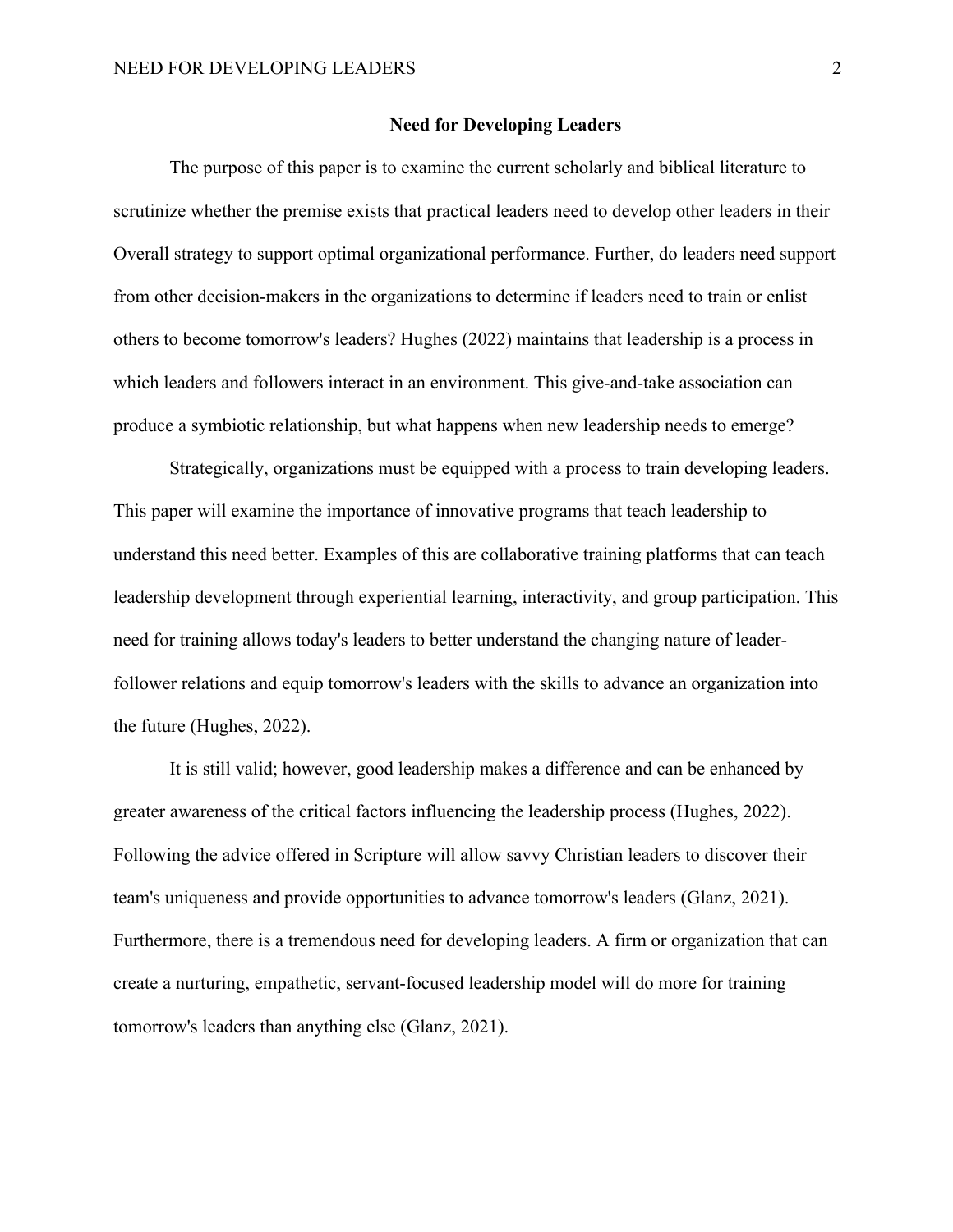# Need for Developing Leaders

The purpose of this paper is to examine the current scholarly and biblical literature to scrutinize whether the premise exists that practical leaders need to develop other leaders in their Overall strategy to support optimal organizational performance. Further, do leaders need support from other decision-makers in the organizations to determine if leaders need to train or enlist others to become tomorrow's leaders? Hughes (2022) maintains that leadership is a process in which leaders and followers interact in an environment. This give-and-take association can produce a symbiotic relationship, but what happens when new leadership needs to emerge?

Strategically, organizations must be equipped with a process to train developing leaders. This paper will examine the importance of innovative programs that teach leadership to understand this need better. Examples of this are collaborative training platforms that can teach leadership development through experiential learning, interactivity, and group participation. This need for training allows today's leaders to better understand the changing nature of leader-follower relations and equip tomorrow's leaders with the skills to advance an organization into the future (Hughes, 2022).

It is still valid; however, good leadership makes a difference and can be enhanced by greater awareness of the critical factors influencing the leadership process (Hughes, 2022). Following the advice offered in Scripture will allow savvy Christian leaders to discover their team's uniqueness and provide opportunities to advance tomorrow's leaders (Glanz, 2021). Furthermore, there is a tremendous need for developing leaders. A firm or organization that can create a nurturing, empathetic, servant-focused leadership model will do more for training tomorrow's leaders than anything else (Glanz, 2021).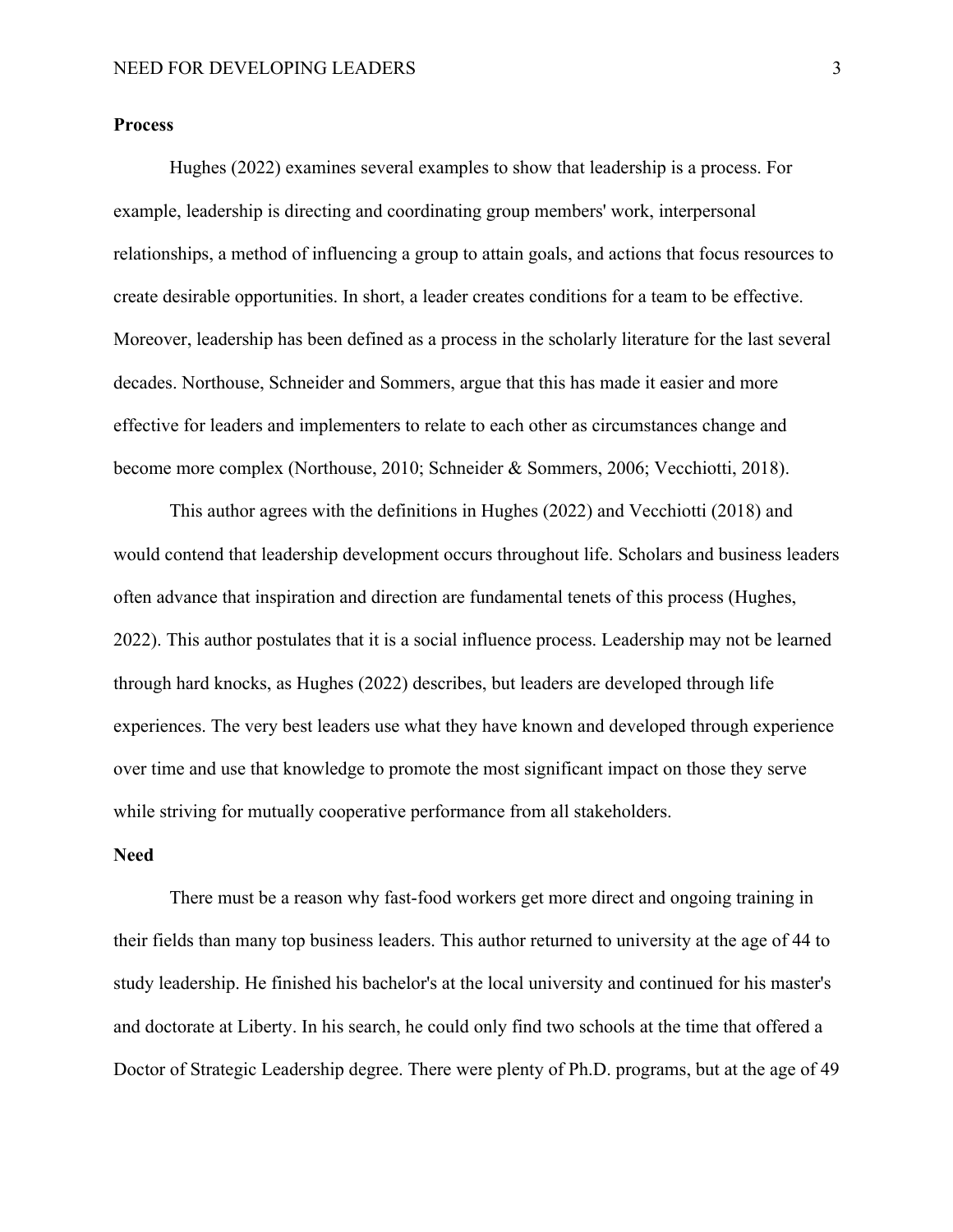**Process**

Hughes (2022) examines several examples to show that leadership is a process. For example, leadership is directing and coordinating group members' work, interpersonal relationships, a method of influencing a group to attain goals, and actions that focus resources to create desirable opportunities. In short, a leader creates conditions for a team to be effective. Moreover, leadership has been defined as a process in the scholarly literature for the last several decades. Northouse, Schneider and Sommers, argue that this has made it easier and more effective for leaders and implementers to relate to each other as circumstances change and become more complex (Northouse, 2010; Schneider & Sommers, 2006; Vecchiotti, 2018).

This author agrees with the definitions in Hughes (2022) and Vecchiotti (2018) and would contend that leadership development occurs throughout life. Scholars and business leaders often advance that inspiration and direction are fundamental tenets of this process (Hughes, 2022). This author postulates that it is a social influence process. Leadership may not be learned through hard knocks, as Hughes (2022) describes, but leaders are developed through life experiences. The very best leaders use what they have known and developed through experience over time and use that knowledge to promote the most significant impact on those they serve while striving for mutually cooperative performance from all stakeholders.

**Need**

There must be a reason why fast-food workers get more direct and ongoing training in their fields than many top business leaders. This author returned to university at the age of 44 to study leadership. He finished his bachelor's at the local university and continued for his master's and doctorate at Liberty. In his search, he could only find two schools at the time that offered a Doctor of Strategic Leadership degree. There were plenty of Ph.D. programs, but at the age of 49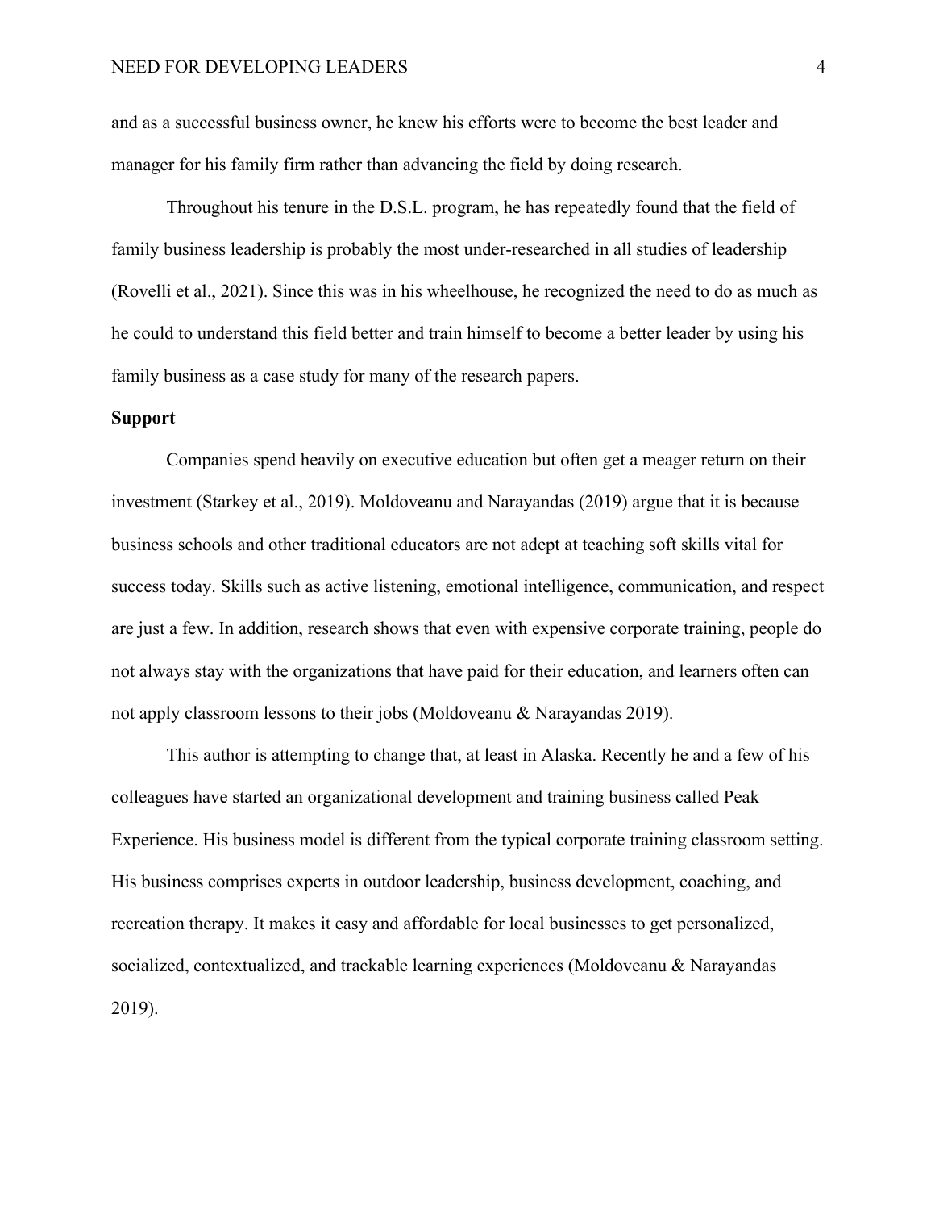and as a successful business owner, he knew his efforts were to become the best leader and manager for his family firm rather than advancing the field by doing research.

Throughout his tenure in the D.S.L. program, he has repeatedly found that the field of family business leadership is probably the most under-researched in all studies of leadership (Rovelli et al., 2021). Since this was in his wheelhouse, he recognized the need to do as much as he could to understand this field better and train himself to become a better leader by using his family business as a case study for many of the research papers.

**Support**

Companies spend heavily on executive education but often get a meager return on their investment (Starkey et al., 2019). Moldoveanu and Narayandas (2019) argue that it is because business schools and other traditional educators are not adept at teaching soft skills vital for success today. Skills such as active listening, emotional intelligence, communication, and respect are just a few. In addition, research shows that even with expensive corporate training, people do not always stay with the organizations that have paid for their education, and learners often can not apply classroom lessons to their jobs (Moldoveanu & Narayandas 2019).

This author is attempting to change that, at least in Alaska. Recently he and a few of his colleagues have started an organizational development and training business called Peak Experience. His business model is different from the typical corporate training classroom setting. His business comprises experts in outdoor leadership, business development, coaching, and recreation therapy. It makes it easy and affordable for local businesses to get personalized, socialized, contextualized, and trackable learning experiences (Moldoveanu & Narayandas 2019).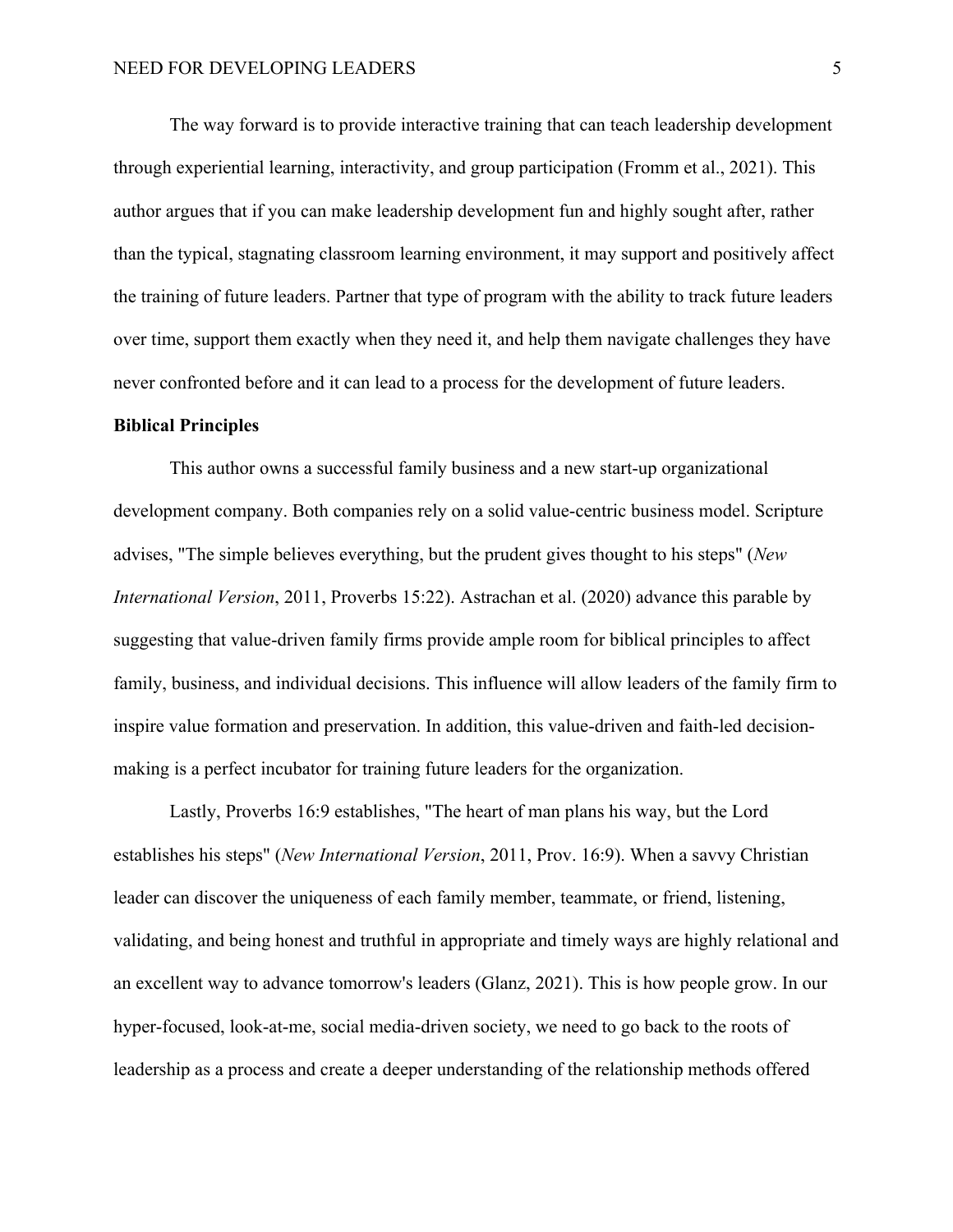The way forward is to provide interactive training that can teach leadership development through experiential learning, interactivity, and group participation (Fromm et al., 2021). This author argues that if you can make leadership development fun and highly sought after, rather than the typical, stagnating classroom learning environment, it may support and positively affect the training of future leaders. Partner that type of program with the ability to track future leaders over time, support them exactly when they need it, and help them navigate challenges they have never confronted before and it can lead to a process for the development of future leaders.

**Biblical Principles**

This author owns a successful family business and a new start-up organizational development company. Both companies rely on a solid value-centric business model. Scripture advises, "The simple believes everything, but the prudent gives thought to his steps" (*New International Version*, 2011, Proverbs 15:22). Astrachan et al. (2020) advance this parable by suggesting that value-driven family firms provide ample room for biblical principles to affect family, business, and individual decisions. This influence will allow leaders of the family firm to inspire value formation and preservation. In addition, this value-driven and faith-led decision-making is a perfect incubator for training future leaders for the organization.

Lastly, Proverbs 16:9 establishes, "The heart of man plans his way, but the Lord establishes his steps" (*New International Version*, 2011, Prov. 16:9). When a savvy Christian leader can discover the uniqueness of each family member, teammate, or friend, listening, validating, and being honest and truthful in appropriate and timely ways are highly relational and an excellent way to advance tomorrow's leaders (Glanz, 2021). This is how people grow. In our hyper-focused, look-at-me, social media-driven society, we need to go back to the roots of leadership as a process and create a deeper understanding of the relationship methods offered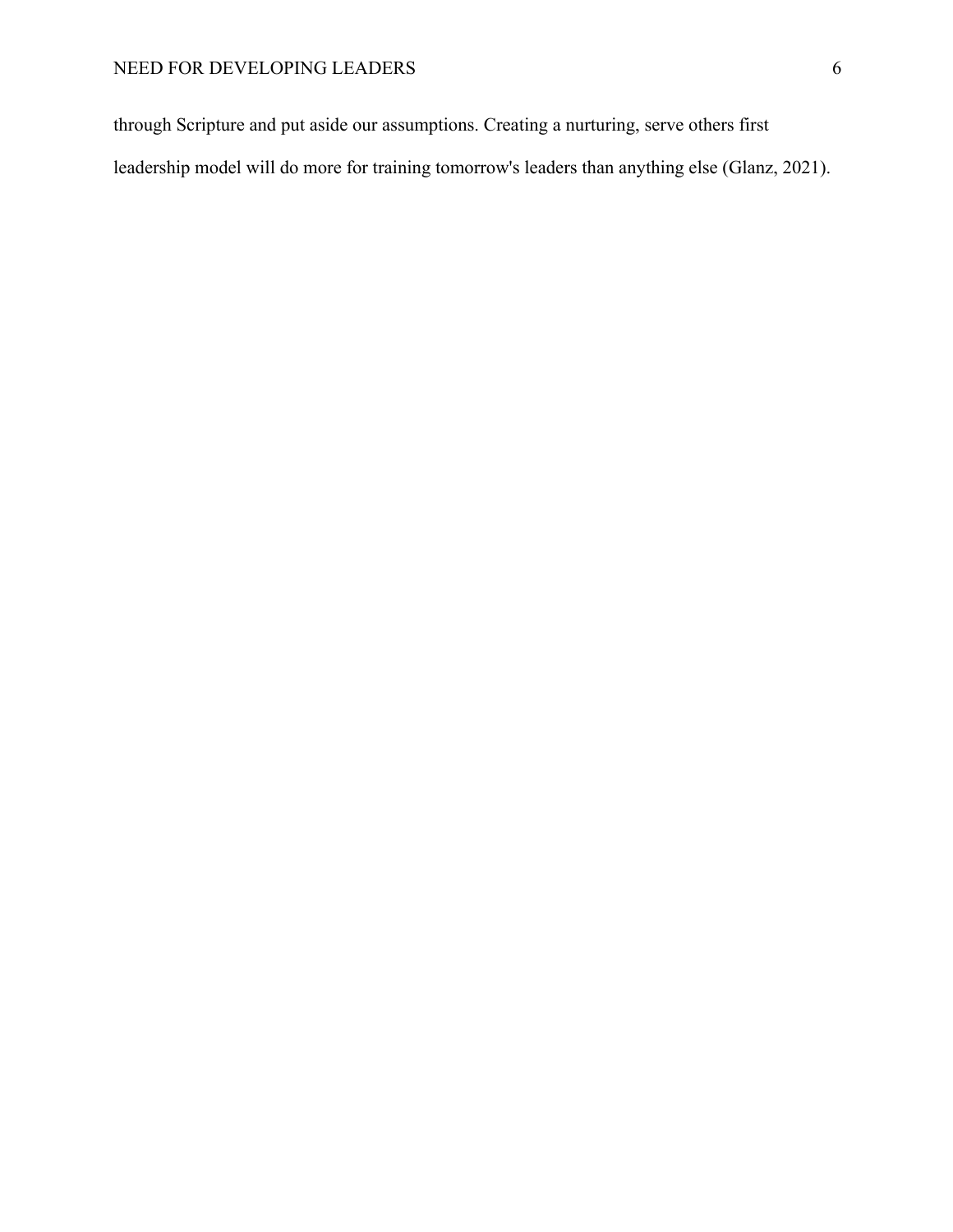through Scripture and put aside our assumptions. Creating a nurturing, serve others first leadership model will do more for training tomorrow's leaders than anything else (Glanz, 2021).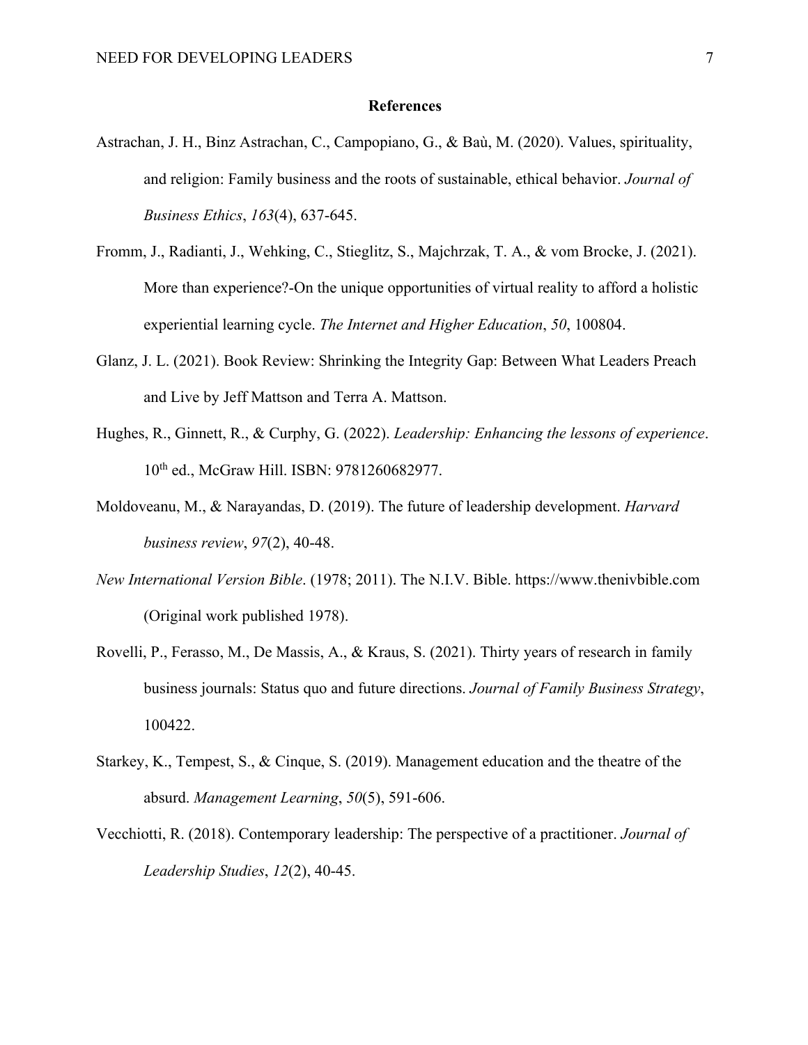# References

Astrachan, J. H., Binz Astrachan, C., Campopiano, G., & Baù, M. (2020). Values, spirituality, and religion: Family business and the roots of sustainable, ethical behavior. *Journal of Business Ethics*, *163*(4), 637-645.

Fromm, J., Radianti, J., Wehking, C., Stieglitz, S., Majchrzak, T. A., & vom Brocke, J. (2021). More than experience?-On the unique opportunities of virtual reality to afford a holistic experiential learning cycle. *The Internet and Higher Education*, *50*, 100804.

Glanz, J. L. (2021). Book Review: Shrinking the Integrity Gap: Between What Leaders Preach and Live by Jeff Mattson and Terra A. Mattson.

Hughes, R., Ginnett, R., & Curphy, G. (2022). *Leadership: Enhancing the lessons of experience*. 10th ed., McGraw Hill. ISBN: 9781260682977.

Moldoveanu, M., & Narayandas, D. (2019). The future of leadership development. *Harvard business review*, *97*(2), 40-48.

*New International Version Bible*. (1978; 2011). The N.I.V. Bible. https://www.thenivbible.com (Original work published 1978).

Rovelli, P., Ferasso, M., De Massis, A., & Kraus, S. (2021). Thirty years of research in family business journals: Status quo and future directions. *Journal of Family Business Strategy*, 100422.

Starkey, K., Tempest, S., & Cinque, S. (2019). Management education and the theatre of the absurd. *Management Learning*, *50*(5), 591-606.

Vecchiotti, R. (2018). Contemporary leadership: The perspective of a practitioner. *Journal of Leadership Studies*, *12*(2), 40-45.